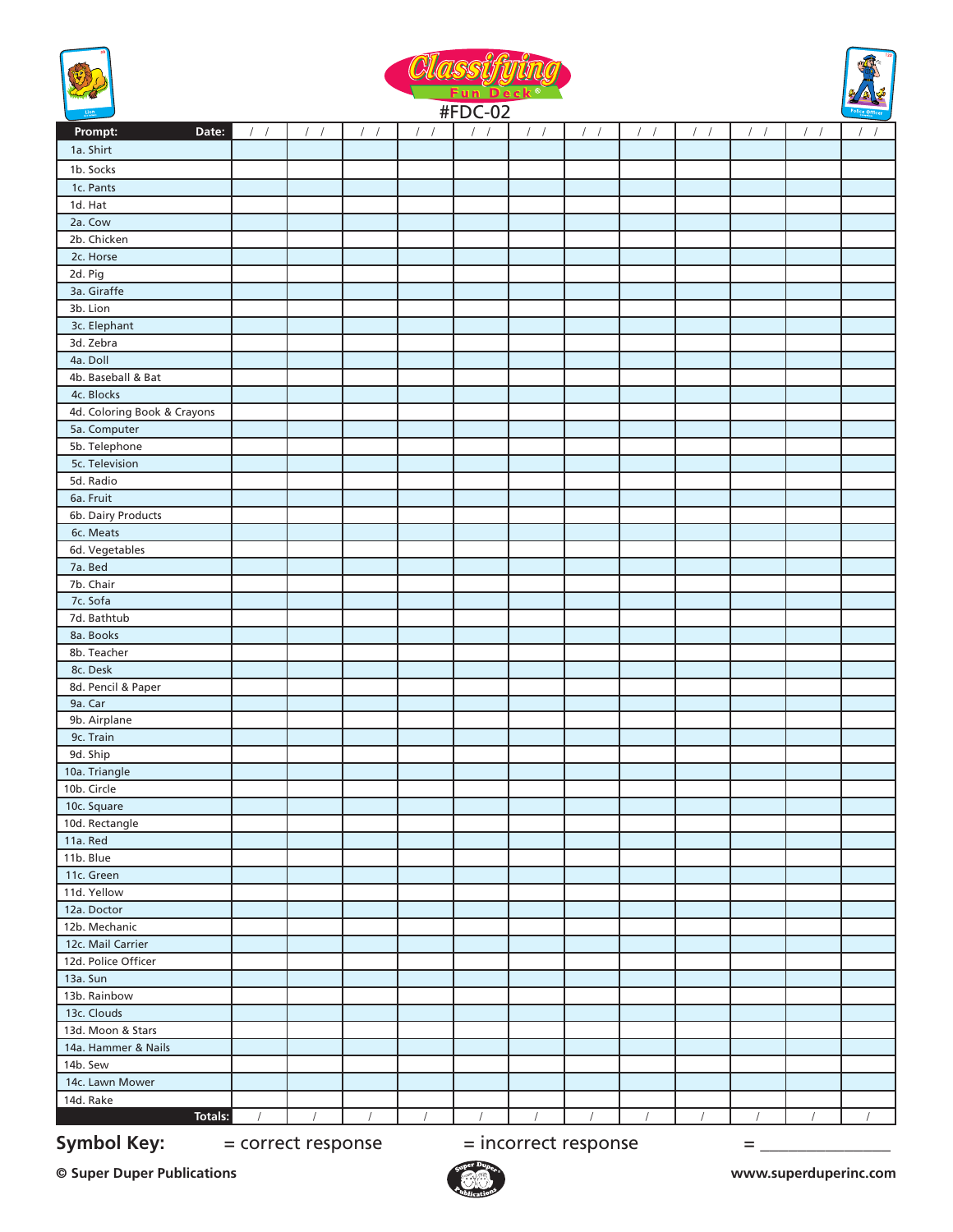# Classifying Fun Deck®

#FDC-02

| Prompt: Date: | / / | / / | / / | / / | / / | / / | / / | / / | / / | / / | / / | / / |
|---|---|---|---|---|---|---|---|---|---|---|---|---|
| 1a. Shirt | | | | | | | | | | | | |
| 1b. Socks | | | | | | | | | | | | |
| 1c. Pants | | | | | | | | | | | | |
| 1d. Hat | | | | | | | | | | | | |
| 2a. Cow | | | | | | | | | | | | |
| 2b. Chicken | | | | | | | | | | | | |
| 2c. Horse | | | | | | | | | | | | |
| 2d. Pig | | | | | | | | | | | | |
| 3a. Giraffe | | | | | | | | | | | | |
| 3b. Lion | | | | | | | | | | | | |
| 3c. Elephant | | | | | | | | | | | | |
| 3d. Zebra | | | | | | | | | | | | |
| 4a. Doll | | | | | | | | | | | | |
| 4b. Baseball & Bat | | | | | | | | | | | | |
| 4c. Blocks | | | | | | | | | | | | |
| 4d. Coloring Book & Crayons | | | | | | | | | | | | |
| 5a. Computer | | | | | | | | | | | | |
| 5b. Telephone | | | | | | | | | | | | |
| 5c. Television | | | | | | | | | | | | |
| 5d. Radio | | | | | | | | | | | | |
| 6a. Fruit | | | | | | | | | | | | |
| 6b. Dairy Products | | | | | | | | | | | | |
| 6c. Meats | | | | | | | | | | | | |
| 6d. Vegetables | | | | | | | | | | | | |
| 7a. Bed | | | | | | | | | | | | |
| 7b. Chair | | | | | | | | | | | | |
| 7c. Sofa | | | | | | | | | | | | |
| 7d. Bathtub | | | | | | | | | | | | |
| 8a. Books | | | | | | | | | | | | |
| 8b. Teacher | | | | | | | | | | | | |
| 8c. Desk | | | | | | | | | | | | |
| 8d. Pencil & Paper | | | | | | | | | | | | |
| 9a. Car | | | | | | | | | | | | |
| 9b. Airplane | | | | | | | | | | | | |
| 9c. Train | | | | | | | | | | | | |
| 9d. Ship | | | | | | | | | | | | |
| 10a. Triangle | | | | | | | | | | | | |
| 10b. Circle | | | | | | | | | | | | |
| 10c. Square | | | | | | | | | | | | |
| 10d. Rectangle | | | | | | | | | | | | |
| 11a. Red | | | | | | | | | | | | |
| 11b. Blue | | | | | | | | | | | | |
| 11c. Green | | | | | | | | | | | | |
| 11d. Yellow | | | | | | | | | | | | |
| 12a. Doctor | | | | | | | | | | | | |
| 12b. Mechanic | | | | | | | | | | | | |
| 12c. Mail Carrier | | | | | | | | | | | | |
| 12d. Police Officer | | | | | | | | | | | | |
| 13a. Sun | | | | | | | | | | | | |
| 13b. Rainbow | | | | | | | | | | | | |
| 13c. Clouds | | | | | | | | | | | | |
| 13d. Moon & Stars | | | | | | | | | | | | |
| 14a. Hammer & Nails | | | | | | | | | | | | |
| 14b. Sew | | | | | | | | | | | | |
| 14c. Lawn Mower | | | | | | | | | | | | |
| 14d. Rake | | | | | | | | | | | | |
| **Totals:** | / | / | / | / | / | / | / | / | / | / | / | / |

**Symbol Key:** = correct response = incorrect response = _______________

© Super Duper Publications www.superduperinc.com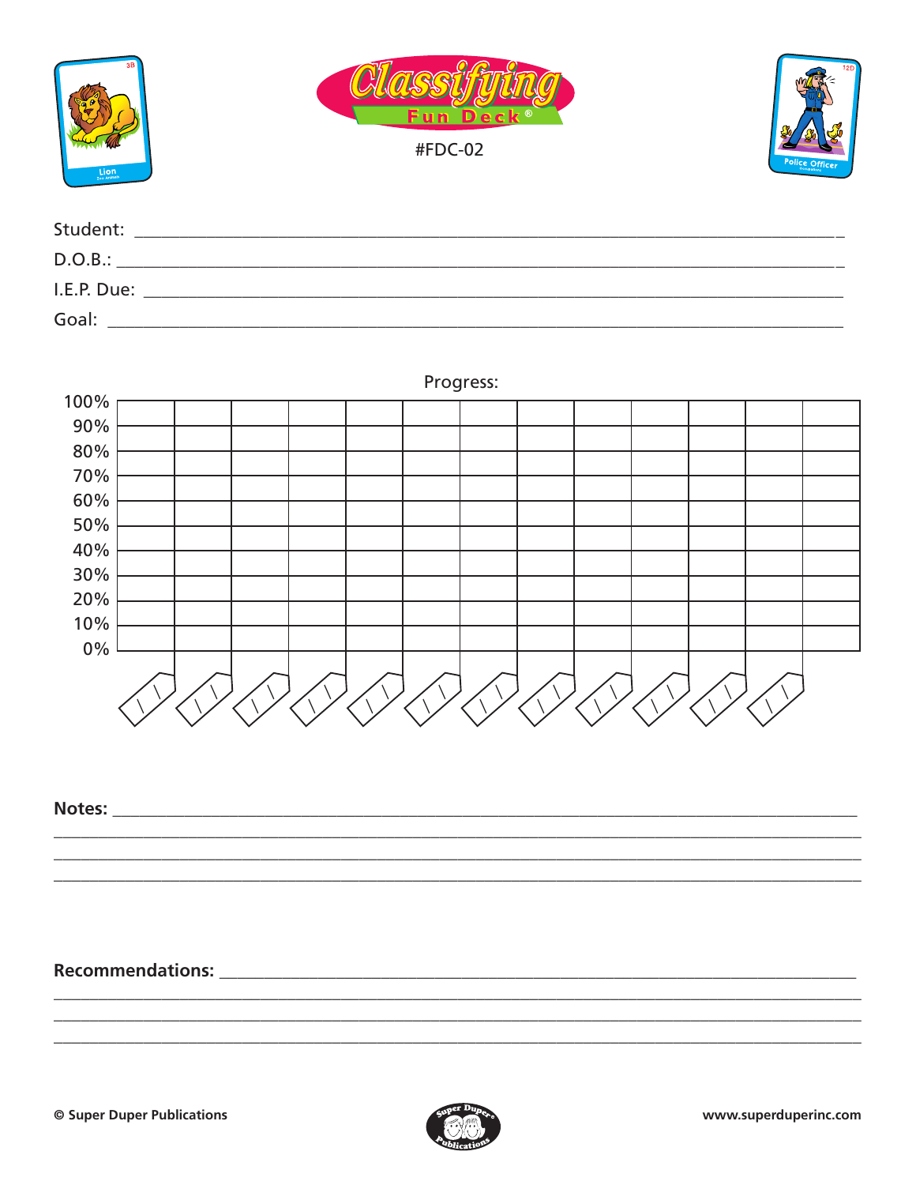# Classifying Fun Deck®

#FDC-02

Student: ____________________

D.O.B.: ____________________

I.E.P. Due: ____________________

Goal: ____________________

Progress:

100%
90%
80%
70%
60%
50%
40%
30%
20%
10%
0%

**Notes:** ____________________

____________________

____________________

____________________

**Recommendations:** ____________________

____________________

____________________

____________________

© Super Duper Publications

www.superduperinc.com